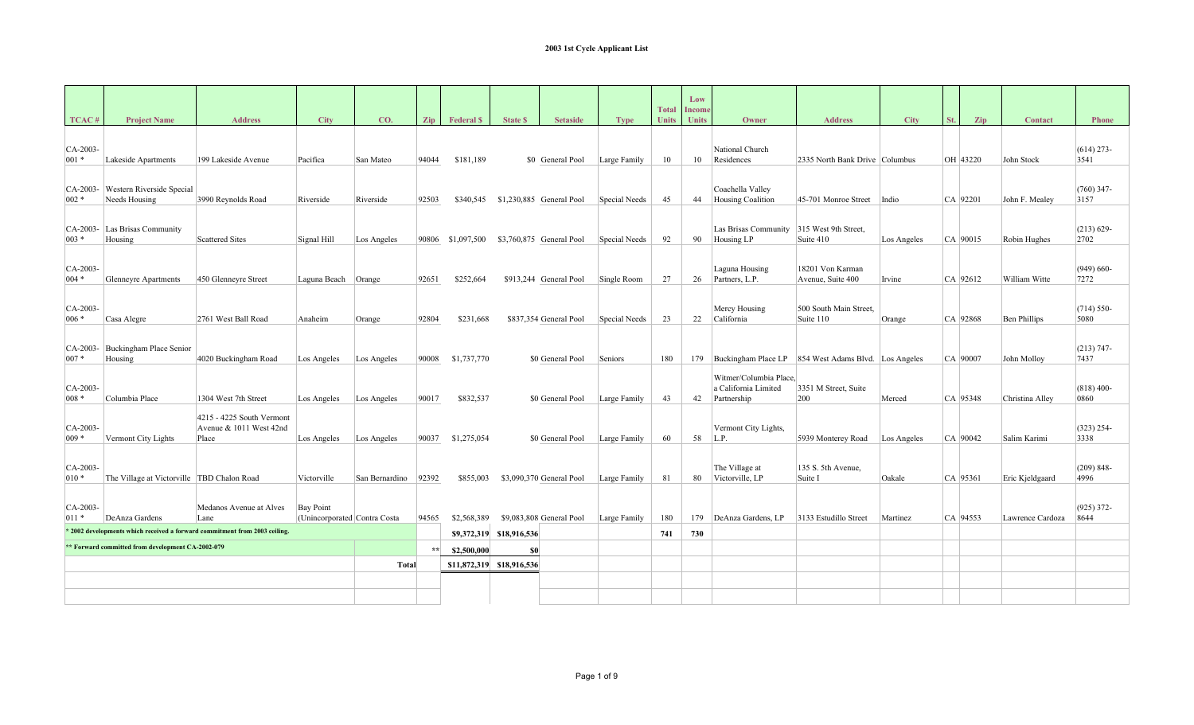# 2003 1st Cycle Applicant List

| TCAC # | Project Name | Address | City | CO. | Zip | Federal $ | State $ | Setaside | Type | Total Units | Low Income Units | Owner | Address | City | St. | Zip | Contact | Phone |
|---|---|---|---|---|---|---|---|---|---|---|---|---|---|---|---|---|---|---|
| CA-2003-001 * | Lakeside Apartments | 199 Lakeside Avenue | Pacifica | San Mateo | 94044 | $181,189 | $0 | General Pool | Large Family | 10 | 10 | National Church Residences | 2335 North Bank Drive | Columbus | OH | 43220 | John Stock | (614) 273-3541 |
| CA-2003-002 * | Western Riverside Special Needs Housing | 3990 Reynolds Road | Riverside | Riverside | 92503 | $340,545 | $1,230,885 | General Pool | Special Needs | 45 | 44 | Coachella Valley Housing Coalition | 45-701 Monroe Street | Indio | CA | 92201 | John F. Mealey | (760) 347-3157 |
| CA-2003-003 * | Las Brisas Community Housing | Scattered Sites | Signal Hill | Los Angeles | 90806 | $1,097,500 | $3,760,875 | General Pool | Special Needs | 92 | 90 | Las Brisas Community Housing LP | 315 West 9th Street, Suite 410 | Los Angeles | CA | 90015 | Robin Hughes | (213) 629-2702 |
| CA-2003-004 * | Glenneyre Apartments | 450 Glenneyre Street | Laguna Beach | Orange | 92651 | $252,664 | $913,244 | General Pool | Single Room | 27 | 26 | Laguna Housing Partners, L.P. | 18201 Von Karman Avenue, Suite 400 | Irvine | CA | 92612 | William Witte | (949) 660-7272 |
| CA-2003-006 * | Casa Alegre | 2761 West Ball Road | Anaheim | Orange | 92804 | $231,668 | $837,354 | General Pool | Special Needs | 23 | 22 | Mercy Housing California | 500 South Main Street, Suite 110 | Orange | CA | 92868 | Ben Phillips | (714) 550-5080 |
| CA-2003-007 * | Buckingham Place Senior Housing | 4020 Buckingham Road | Los Angeles | Los Angeles | 90008 | $1,737,770 | $0 | General Pool | Seniors | 180 | 179 | Buckingham Place LP | 854 West Adams Blvd. | Los Angeles | CA | 90007 | John Molloy | (213) 747-7437 |
| CA-2003-008 * | Columbia Place | 1304 West 7th Street | Los Angeles | Los Angeles | 90017 | $832,537 | $0 | General Pool | Large Family | 43 | 42 | Witmer/Columbia Place, a California Limited Partnership | 3351 M Street, Suite 200 | Merced | CA | 95348 | Christina Alley | (818) 400-0860 |
| CA-2003-009 * | Vermont City Lights | 4215 - 4225 South Vermont Avenue & 1011 West 42nd Place | Los Angeles | Los Angeles | 90037 | $1,275,054 | $0 | General Pool | Large Family | 60 | 58 | Vermont City Lights, L.P. | 5939 Monterey Road | Los Angeles | CA | 90042 | Salim Karimi | (323) 254-3338 |
| CA-2003-010 * | The Village at Victorville | TBD Chalon Road | Victorville | San Bernardino | 92392 | $855,003 | $3,090,370 | General Pool | Large Family | 81 | 80 | The Village at Victorville, LP | 135 S. 5th Avenue, Suite I | Oakale | CA | 95361 | Eric Kjeldgaard | (209) 848-4996 |
| CA-2003-011 * | DeAnza Gardens | Medanos Avenue at Alves Lane | Bay Point (Unincorporated | Contra Costa | 94565 | $2,568,389 | $9,083,808 | General Pool | Large Family | 180 | 179 | DeAnza Gardens, LP | 3133 Estudillo Street | Martinez | CA | 94553 | Lawrence Cardoza | (925) 372-8644 |
| * 2002 developments which received a forward commitment from 2003 ceiling. | | | | | | $9,372,319 | $18,916,536 | | | 741 | 730 | | | | | | | |
| ** Forward committed from development CA-2002-079 | | | | | ** | $2,500,000 | $0 | | | | | | | | | | | |
| | | | | Total | | $11,872,319 | $18,916,536 | | | | | | | | | | | |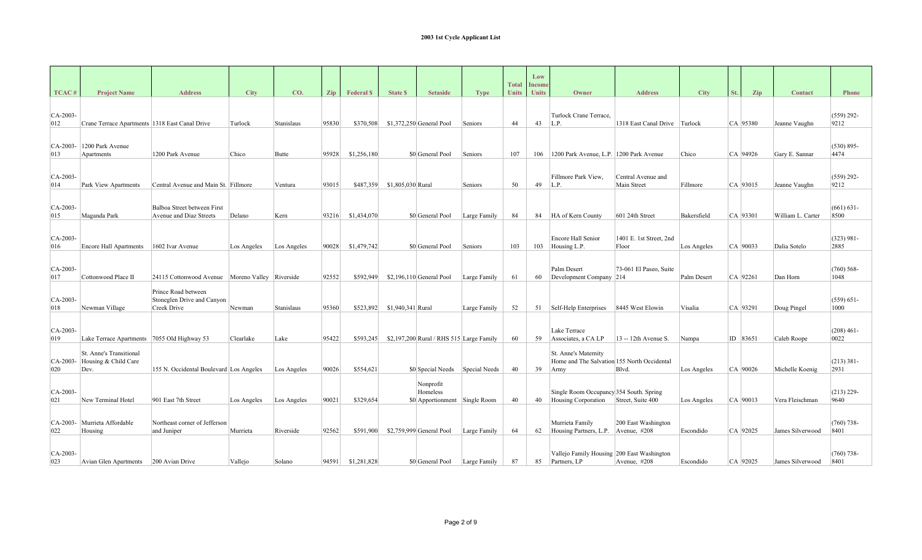## 2003 1st Cycle Applicant List

| TCAC # | Project Name | Address | City | CO. | Zip | Federal $ | State $ | Setaside | Type | Total Units | Low Income Units | Owner | Address | City | St. | Zip | Contact | Phone |
|---|---|---|---|---|---|---|---|---|---|---|---|---|---|---|---|---|---|---|
| CA-2003-012 | Crane Terrace Apartments | 1318 East Canal Drive | Turlock | Stanislaus | 95830 | $370,508 | $1,372,250 | General Pool | Seniors | 44 | 43 | Turlock Crane Terrace, L.P. | 1318 East Canal Drive | Turlock | CA | 95380 | Jeanne Vaughn | (559) 292-9212 |
| CA-2003-013 | 1200 Park Avenue Apartments | 1200 Park Avenue | Chico | Butte | 95928 | $1,256,180 | $0 | General Pool | Seniors | 107 | 106 | 1200 Park Avenue, L.P. | 1200 Park Avenue | Chico | CA | 94926 | Gary E. Sannar | (530) 895-4474 |
| CA-2003-014 | Park View Apartments | Central Avenue and Main St. | Fillmore | Ventura | 93015 | $487,359 | $1,805,030 | Rural | Seniors | 50 | 49 | Fillmore Park View, L.P. | Central Avenue and Main Street | Fillmore | CA | 93015 | Jeanne Vaughn | (559) 292-9212 |
| CA-2003-015 | Maganda Park | Balboa Street between First Avenue and Diaz Streets | Delano | Kern | 93216 | $1,434,070 | $0 | General Pool | Large Family | 84 | 84 | HA of Kern County | 601 24th Street | Bakersfield | CA | 93301 | William L. Carter | (661) 631-8500 |
| CA-2003-016 | Encore Hall Apartments | 1602 Ivar Avenue | Los Angeles | Los Angeles | 90028 | $1,479,742 | $0 | General Pool | Seniors | 103 | 103 | Encore Hall Senior Housing L.P. | 1401 E. 1st Street, 2nd Floor | Los Angeles | CA | 90033 | Dalia Sotelo | (323) 981-2885 |
| CA-2003-017 | Cottonwood Place II | 24115 Cottonwood Avenue | Moreno Valley | Riverside | 92552 | $592,949 | $2,196,110 | General Pool | Large Family | 61 | 60 | Palm Desert Development Company | 73-061 El Paseo, Suite 214 | Palm Desert | CA | 92261 | Dan Horn | (760) 568-1048 |
| CA-2003-018 | Newman Village | Prince Road between Stoneglen Drive and Canyon Creek Drive | Newman | Stanislaus | 95360 | $523,892 | $1,940,341 | Rural | Large Family | 52 | 51 | Self-Help Enterprises | 8445 West Elowin | Visalia | CA | 93291 | Doug Pingel | (559) 651-1000 |
| CA-2003-019 | Lake Terrace Apartments | 7055 Old Highway 53 | Clearlake | Lake | 95422 | $593,245 | $2,197,200 | Rural / RHS 515 | Large Family | 60 | 59 | Lake Terrace Associates, a CA LP | 13 -- 12th Avenue S. | Nampa | ID | 83651 | Caleb Roope | (208) 461-0022 |
| CA-2003-020 | St. Anne's Transitional Housing & Child Care Dev. | 155 N. Occidental Boulevard | Los Angeles | Los Angeles | 90026 | $554,621 | $0 | Special Needs | Special Needs | 40 | 39 | St. Anne's Maternity Home and The Salvation Army | 155 North Occidental Blvd. | Los Angeles | CA | 90026 | Michelle Koenig | (213) 381-2931 |
| CA-2003-021 | New Terminal Hotel | 901 East 7th Street | Los Angeles | Los Angeles | 90021 | $329,654 | | Nonprofit Homeless Apportionment | Single Room | 40 | 40 | Single Room Occupancy Housing Corporation | 354 South. Spring Street, Suite 400 | Los Angeles | CA | 90013 | Vera Fleischman | (213) 229-9640 |
| CA-2003-022 | Murrieta Affordable Housing | Northeast corner of Jefferson and Juniper | Murrieta | Riverside | 92562 | $591,900 | $2,759,999 | General Pool | Large Family | 64 | 62 | Murrieta Family Housing Partners, L.P. | 200 East Washington Avenue, #208 | Escondido | CA | 92025 | James Silverwood | (760) 738-8401 |
| CA-2003-023 | Avian Glen Apartments | 200 Avian Drive | Vallejo | Solano | 94591 | $1,281,828 | $0 | General Pool | Large Family | 87 | 85 | Vallejo Family Housing Partners, LP | 200 East Washington Avenue, #208 | Escondido | CA | 92025 | James Silverwood | (760) 738-8401 |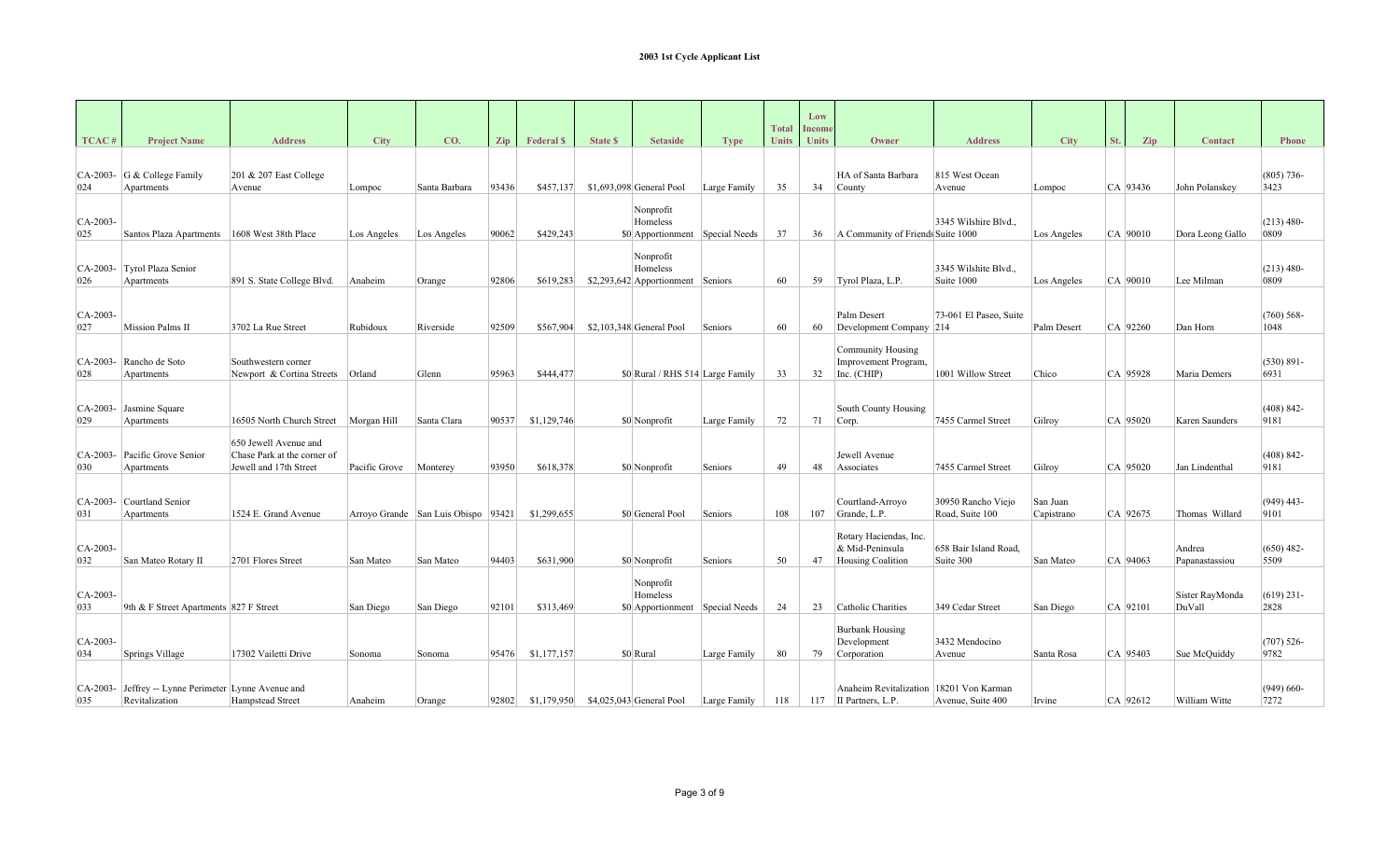**2003 1st Cycle Applicant List**

| TCAC # | Project Name | Address | City | CO. | Zip | Federal $ | State $ | Setaside | Type | Total Units | Low Income Units | Owner | Address | City | St. | Zip | Contact | Phone |
|---|---|---|---|---|---|---|---|---|---|---|---|---|---|---|---|---|---|---|
| CA-2003-024 | G & College Family Apartments | 201 & 207 East College Avenue | Lompoc | Santa Barbara | 93436 | $457,137 | $1,693,098 | General Pool | Large Family | 35 | 34 | HA of Santa Barbara County | 815 West Ocean Avenue | Lompoc | CA | 93436 | John Polanskey | (805) 736-3423 |
| CA-2003-025 | Santos Plaza Apartments | 1608 West 38th Place | Los Angeles | Los Angeles | 90062 | $429,243 | $0 | Nonprofit Homeless Apportionment | Special Needs | 37 | 36 | A Community of Friends | 3345 Wilshire Blvd., Suite 1000 | Los Angeles | CA | 90010 | Dora Leong Gallo | (213) 480-0809 |
| CA-2003-026 | Tyrol Plaza Senior Apartments | 891 S. State College Blvd. | Anaheim | Orange | 92806 | $619,283 | $2,293,642 | Nonprofit Homeless Apportionment | Seniors | 60 | 59 | Tyrol Plaza, L.P. | 3345 Wilshite Blvd., Suite 1000 | Los Angeles | CA | 90010 | Lee Milman | (213) 480-0809 |
| CA-2003-027 | Mission Palms II | 3702 La Rue Street | Rubidoux | Riverside | 92509 | $567,904 | $2,103,348 | General Pool | Seniors | 60 | 60 | Palm Desert Development Company | 73-061 El Paseo, Suite 214 | Palm Desert | CA | 92260 | Dan Horn | (760) 568-1048 |
| CA-2003-028 | Rancho de Soto Apartments | Southwestern corner Newport & Cortina Streets | Orland | Glenn | 95963 | $444,477 | $0 | Rural / RHS 514 | Large Family | 33 | 32 | Community Housing Improvement Program, Inc. (CHIP) | 1001 Willow Street | Chico | CA | 95928 | Maria Demers | (530) 891-6931 |
| CA-2003-029 | Jasmine Square Apartments | 16505 North Church Street | Morgan Hill | Santa Clara | 90537 | $1,129,746 | $0 | Nonprofit | Large Family | 72 | 71 | South County Housing Corp. | 7455 Carmel Street | Gilroy | CA | 95020 | Karen Saunders | (408) 842-9181 |
| CA-2003-030 | Pacific Grove Senior Apartments | 650 Jewell Avenue and Chase Park at the corner of Jewell and 17th Street | Pacific Grove | Monterey | 93950 | $618,378 | $0 | Nonprofit | Seniors | 49 | 48 | Jewell Avenue Associates | 7455 Carmel Street | Gilroy | CA | 95020 | Jan Lindenthal | (408) 842-9181 |
| CA-2003-031 | Courtland Senior Apartments | 1524 E. Grand Avenue | Arroyo Grande | San Luis Obisp | 93421 | $1,299,655 | $0 | General Pool | Seniors | 108 | 107 | Courtland-Arroyo Grande, L.P. | 30950 Rancho Viejo Road, Suite 100 | San Juan Capistrano | CA | 92675 | Thomas Willard | (949) 443-9101 |
| CA-2003-032 | San Mateo Rotary II | 2701 Flores Street | San Mateo | San Mateo | 94403 | $631,900 | $0 | Nonprofit | Seniors | 50 | 47 | Rotary Haciendas, Inc. & Mid-Peninsula Housing Coalition | 658 Bair Island Road, Suite 300 | San Mateo | CA | 94063 | Andrea Papanastassiou | (650) 482-5509 |
| CA-2003-033 | 9th & F Street Apartments | 827 F Street | San Diego | San Diego | 92101 | $313,469 | $0 | Nonprofit Homeless Apportionment | Special Needs | 24 | 23 | Catholic Charities | 349 Cedar Street | San Diego | CA | 92101 | Sister RayMonda DuVall | (619) 231-2828 |
| CA-2003-034 | Springs Village | 17302 Vailetti Drive | Sonoma | Sonoma | 95476 | $1,177,157 | $0 | Rural | Large Family | 80 | 79 | Burbank Housing Development Corporation | 3432 Mendocino Avenue | Santa Rosa | CA | 95403 | Sue McQuiddy | (707) 526-9782 |
| CA-2003-035 | Jeffrey -- Lynne Perimeter Revitalization | Lynne Avenue and Hampstead Street | Anaheim | Orange | 92802 | $1,179,950 | $4,025,043 | General Pool | Large Family | 118 | 117 | Anaheim Revitalization II Partners, L.P. | 18201 Von Karman Avenue, Suite 400 | Irvine | CA | 92612 | William Witte | (949) 660-7272 |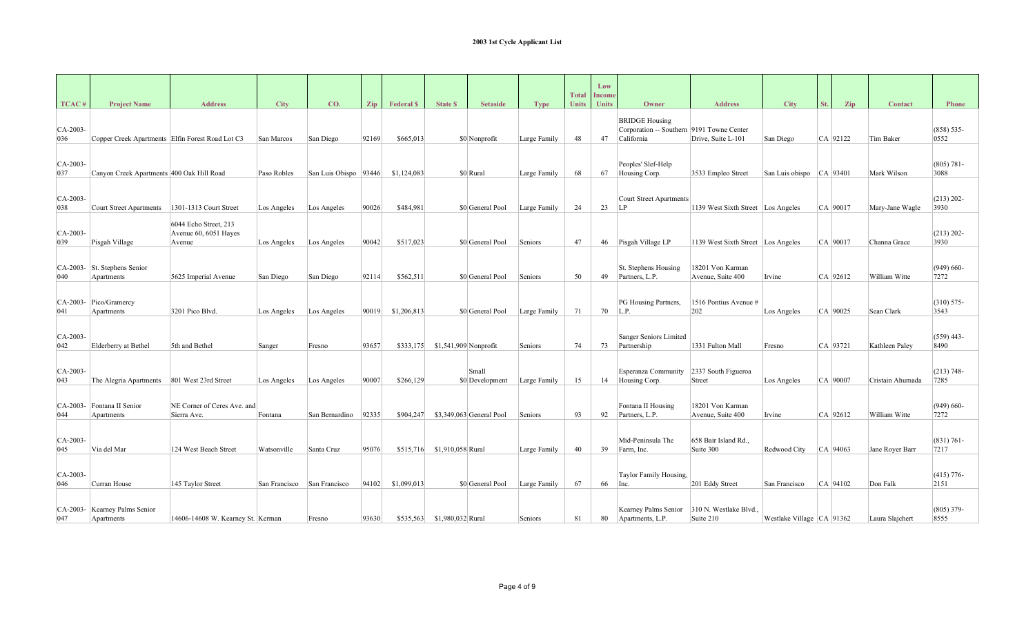**2003 1st Cycle Applicant List**

| TCAC # | Project Name | Address | City | CO. | Zip | Federal $ | State $ | Setaside | Type | Total Units | Low Income Units | Owner | Address | City | St. | Zip | Contact | Phone |
|---|---|---|---|---|---|---|---|---|---|---|---|---|---|---|---|---|---|---|
| CA-2003-036 | Copper Creek Apartments | Elfin Forest Road Lot C3 | San Marcos | San Diego | 92169 | $665,013 | $0 | Nonprofit | Large Family | 48 | 47 | BRIDGE Housing Corporation -- Southern California | 9191 Towne Center Drive, Suite L-101 | San Diego | CA | 92122 | Tim Baker | (858) 535-0552 |
| CA-2003-037 | Canyon Creek Apartments | 400 Oak Hill Road | Paso Robles | San Luis Obispo | 93446 | $1,124,083 | $0 | Rural | Large Family | 68 | 67 | Peoples' Slef-Help Housing Corp. | 3533 Empleo Street | San Luis obispo | CA | 93401 | Mark Wilson | (805) 781-3088 |
| CA-2003-038 | Court Street Apartments | 1301-1313 Court Street | Los Angeles | Los Angeles | 90026 | $484,981 | $0 | General Pool | Large Family | 24 | 23 | Court Street Apartments LP | 1139 West Sixth Street | Los Angeles | CA | 90017 | Mary-Jane Wagle | (213) 202-3930 |
| CA-2003-039 | Pisgah Village | 6044 Echo Street, 213 Avenue 60, 6051 Hayes Avenue | Los Angeles | Los Angeles | 90042 | $517,023 | $0 | General Pool | Seniors | 47 | 46 | Pisgah Village LP | 1139 West Sixth Street | Los Angeles | CA | 90017 | Channa Grace | (213) 202-3930 |
| CA-2003-040 | St. Stephens Senior Apartments | 5625 Imperial Avenue | San Diego | San Diego | 92114 | $562,511 | $0 | General Pool | Seniors | 50 | 49 | St. Stephens Housing Partners, L.P. | 18201 Von Karman Avenue, Suite 400 | Irvine | CA | 92612 | William Witte | (949) 660-7272 |
| CA-2003-041 | Pico/Gramercy Apartments | 3201 Pico Blvd. | Los Angeles | Los Angeles | 90019 | $1,206,813 | $0 | General Pool | Large Family | 71 | 70 | PG Housing Partners, L.P. | 1516 Pontius Avenue # 202 | Los Angeles | CA | 90025 | Sean Clark | (310) 575-3543 |
| CA-2003-042 | Elderberry at Bethel | 5th and Bethel | Sanger | Fresno | 93657 | $333,175 | $1,541,909 | Nonprofit | Seniors | 74 | 73 | Sanger Seniors Limited Partnership | 1331 Fulton Mall | Fresno | CA | 93721 | Kathleen Paley | (559) 443-8490 |
| CA-2003-043 | The Alegria Apartments | 801 West 23rd Street | Los Angeles | Los Angeles | 90007 | $266,129 | $0 | Small Development | Large Family | 15 | 14 | Esperanza Community Housing Corp. | 2337 South Figueroa Street | Los Angeles | CA | 90007 | Cristain Ahumada | (213) 748-7285 |
| CA-2003-044 | Fontana II Senior Apartments | NE Corner of Ceres Ave. and Sierra Ave. | Fontana | San Bernardino | 92335 | $904,247 | $3,349,063 | General Pool | Seniors | 93 | 92 | Fontana II Housing Partners, L.P. | 18201 Von Karman Avenue, Suite 400 | Irvine | CA | 92612 | William Witte | (949) 660-7272 |
| CA-2003-045 | Via del Mar | 124 West Beach Street | Watsonville | Santa Cruz | 95076 | $515,716 | $1,910,058 | Rural | Large Family | 40 | 39 | Mid-Peninsula The Farm, Inc. | 658 Bair Island Rd., Suite 300 | Redwood City | CA | 94063 | Jane Royer Barr | (831) 761-7217 |
| CA-2003-046 | Curran House | 145 Taylor Street | San Francisco | San Francisco | 94102 | $1,099,013 | $0 | General Pool | Large Family | 67 | 66 | Taylor Family Housing, Inc. | 201 Eddy Street | San Francisco | CA | 94102 | Don Falk | (415) 776-2151 |
| CA-2003-047 | Kearney Palms Senior Apartments | 14606-14608 W. Kearney St. | Kerman | Fresno | 93630 | $535,563 | $1,980,032 | Rural | Seniors | 81 | 80 | Kearney Palms Senior Apartments, L.P. | 310 N. Westlake Blvd., Suite 210 | Westlake Village | CA | 91362 | Laura Slajchert | (805) 379-8555 |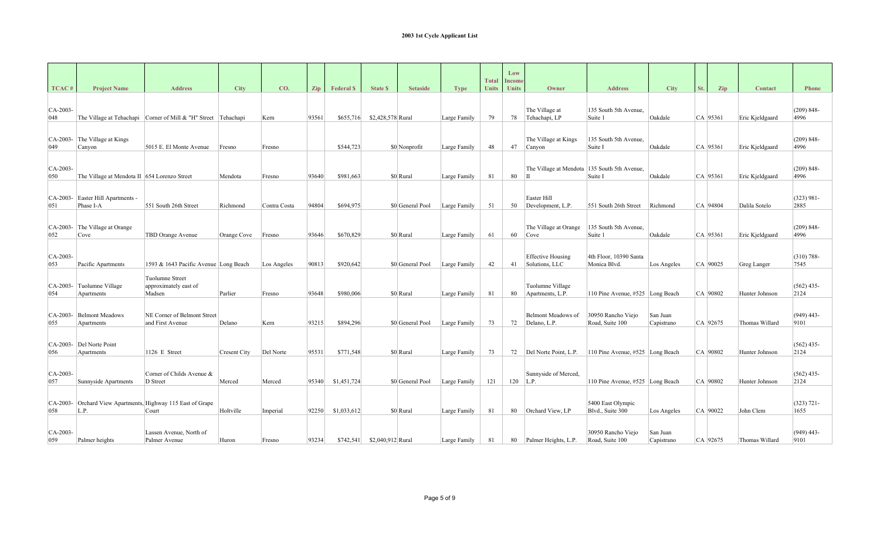# 2003 1st Cycle Applicant List

| TCAC # | Project Name | Address | City | CO. | Zip | Federal $ | State $ | Setaside | Type | Total Units | Low Income Units | Owner | Address | City | St. | Zip | Contact | Phone |
|---|---|---|---|---|---|---|---|---|---|---|---|---|---|---|---|---|---|---|
| CA-2003-048 | The Village at Tehachapi | Corner of Mill & "H" Street | Tehachapi | Kern | 93561 | $655,716 | $2,428,578 | Rural | Large Family | 79 | 78 | The Village at Tehachapi, LP | 135 South 5th Avenue, Suite 1 | Oakdale | CA | 95361 | Eric Kjeldgaard | (209) 848-4996 |
| CA-2003-049 | The Village at Kings Canyon | 5015 E. El Monte Avenue | Fresno | Fresno | | $544,723 | $0 | Nonprofit | Large Family | 48 | 47 | The Village at Kings Canyon | 135 South 5th Avenue, Suite I | Oakdale | CA | 95361 | Eric Kjeldgaard | (209) 848-4996 |
| CA-2003-050 | The Village at Mendota II | 654 Lorenzo Street | Mendota | Fresno | 93640 | $981,663 | $0 | Rural | Large Family | 81 | 80 | The Village at Mendota II | 135 South 5th Avenue, Suite I | Oakdale | CA | 95361 | Eric Kjeldgaard | (209) 848-4996 |
| CA-2003-051 | Easter Hill Apartments - Phase I-A | 551 South 26th Street | Richmond | Contra Costa | 94804 | $694,975 | $0 | General Pool | Large Family | 51 | 50 | Easter Hill Development, L.P. | 551 South 26th Street | Richmond | CA | 94804 | Dalila Sotelo | (323) 981-2885 |
| CA-2003-052 | The Village at Orange Cove | TBD Orange Avenue | Orange Cove | Fresno | 93646 | $670,829 | $0 | Rural | Large Family | 61 | 60 | The Village at Orange Cove | 135 South 5th Avenue, Suite 1 | Oakdale | CA | 95361 | Eric Kjeldgaard | (209) 848-4996 |
| CA-2003-053 | Pacific Apartments | 1593 & 1643 Pacific Avenue | Long Beach | Los Angeles | 90813 | $920,642 | $0 | General Pool | Large Family | 42 | 41 | Effective Housing Solutions, LLC | 4th Floor, 10390 Santa Monica Blvd. | Los Angeles | CA | 90025 | Greg Langer | (310) 788-7545 |
| CA-2003-054 | Tuolumne Village Apartments | Tuolumne Street approximately east of Madsen | Parlier | Fresno | 93648 | $980,006 | $0 | Rural | Large Family | 81 | 80 | Tuolumne Village Apartments, L.P. | 110 Pine Avenue, #525 | Long Beach | CA | 90802 | Hunter Johnson | (562) 435-2124 |
| CA-2003-055 | Belmont Meadows Apartments | NE Corner of Belmont Street and First Avenue | Delano | Kern | 93215 | $894,296 | $0 | General Pool | Large Family | 73 | 72 | Belmont Meadows of Delano, L.P. | 30950 Rancho Viejo Road, Suite 100 | San Juan Capistrano | CA | 92675 | Thomas Willard | (949) 443-9101 |
| CA-2003-056 | Del Norte Point Apartments | 1126 E Street | Cresent City | Del Norte | 95531 | $771,548 | $0 | Rural | Large Family | 73 | 72 | Del Norte Point, L.P. | 110 Pine Avenue, #525 | Long Beach | CA | 90802 | Hunter Johnson | (562) 435-2124 |
| CA-2003-057 | Sunnyside Apartments | Corner of Childs Avenue & D Street | Merced | Merced | 95340 | $1,451,724 | $0 | General Pool | Large Family | 121 | 120 | Sunnyside of Merced, L.P. | 110 Pine Avenue, #525 | Long Beach | CA | 90802 | Hunter Johnson | (562) 435-2124 |
| CA-2003-058 | Orchard View Apartments, L.P. | Highway 115 East of Grape Court | Holtville | Imperial | 92250 | $1,033,612 | $0 | Rural | Large Family | 81 | 80 | Orchard View, LP | 5400 East Olympic Blvd., Suite 300 | Los Angeles | CA | 90022 | John Clem | (323) 721-1655 |
| CA-2003-059 | Palmer heights | Lassen Avenue, North of Palmer Avenue | Huron | Fresno | 93234 | $742,541 | $2,040,912 | Rural | Large Family | 81 | 80 | Palmer Heights, L.P. | 30950 Rancho Viejo Road, Suite 100 | San Juan Capistrano | CA | 92675 | Thomas Willard | (949) 443-9101 |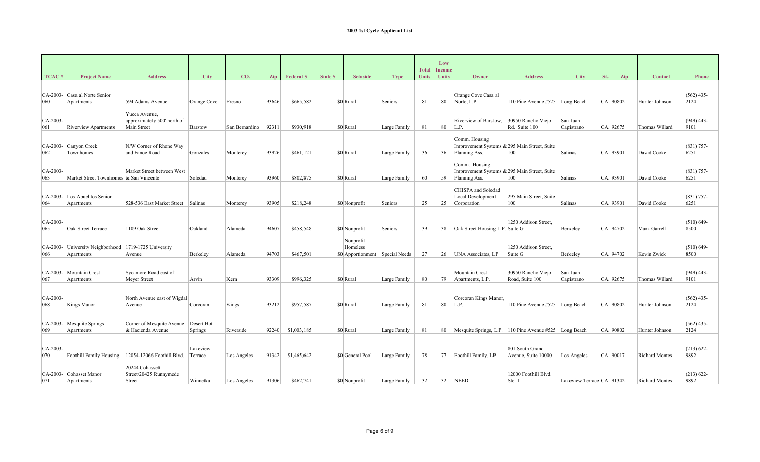# 2003 1st Cycle Applicant List

| TCAC # | Project Name | Address | City | CO. | Zip | Federal $ | State $ | Setaside | Type | Total Units | Low Income Units | Owner | Address | City | St. | Zip | Contact | Phone |
|---|---|---|---|---|---|---|---|---|---|---|---|---|---|---|---|---|---|---|
| CA-2003-060 | Casa al Norte Senior Apartments | 594 Adams Avenue | Orange Cove | Fresno | 93646 | $665,582 | $0 | Rural | Seniors | 81 | 80 | Orange Cove Casa al Norte, L.P. | 110 Pine Avenue #525 | Long Beach | CA | 90802 | Hunter Johnson | (562) 435-2124 |
| CA-2003-061 | Riverview Apartments | Yucca Avenue, approximately 500' north of Main Street | Barstow | San Bernardino | 92311 | $930,918 | $0 | Rural | Large Family | 81 | 80 | Riverview of Barstow, L.P. | 30950 Rancho Viejo Rd. Suite 100 | San Juan Capistrano | CA | 92675 | Thomas Willard | (949) 443-9101 |
| CA-2003-062 | Canyon Creek Townhomes | N/W Corner of Rhone Way and Fanoe Road | Gonzales | Monterey | 93926 | $461,121 | $0 | Rural | Large Family | 36 | 36 | Comm. Housing Improvement Systems & Planning Ass. | 295 Main Street, Suite 100 | Salinas | CA | 93901 | David Cooke | (831) 757-6251 |
| CA-2003-063 | Market Street Townhomes | Market Street between West & San Vincente | Soledad | Monterey | 93960 | $802,875 | $0 | Rural | Large Family | 60 | 59 | Comm. Housing Improvement Systems & Planning Ass. | 295 Main Street, Suite 100 | Salinas | CA | 93901 | David Cooke | (831) 757-6251 |
| CA-2003-064 | Los Abuelitos Senior Apartments | 528-536 East Market Street | Salinas | Monterey | 93905 | $218,248 | $0 | Nonprofit | Seniors | 25 | 25 | CHISPA and Soledad Local Development Corporation | 295 Main Street, Suite 100 | Salinas | CA | 93901 | David Cooke | (831) 757-6251 |
| CA-2003-065 | Oak Street Terrace | 1109 Oak Street | Oakland | Alameda | 94607 | $458,548 | $0 | Nonprofit | Seniors | 39 | 38 | Oak Street Housing L.P. | 1250 Addison Street, Suite G | Berkeley | CA | 94702 | Mark Garrell | (510) 649-8500 |
| CA-2003-066 | University Neighborhood Apartments | 1719-1725 University Avenue | Berkeley | Alameda | 94703 | $467,501 | $0 | Nonprofit Homeless Apportionment | Special Needs | 27 | 26 | UNA Associates, LP | 1250 Addison Street, Suite G | Berkeley | CA | 94702 | Kevin Zwick | (510) 649-8500 |
| CA-2003-067 | Mountain Crest Apartments | Sycamore Road east of Meyer Street | Arvin | Kern | 93309 | $996,325 | $0 | Rural | Large Family | 80 | 79 | Mountain Crest Apartments, L.P. | 30950 Rancho Viejo Road, Suite 100 | San Juan Capistrano | CA | 92675 | Thomas Willard | (949) 443-9101 |
| CA-2003-068 | Kings Manor | North Avenue east of Wigdal Avenue | Corcoran | Kings | 93212 | $957,587 | $0 | Rural | Large Family | 81 | 80 | Corcoran Kings Manor, L.P. | 110 Pine Avenue #525 | Long Beach | CA | 90802 | Hunter Johnson | (562) 435-2124 |
| CA-2003-069 | Mesquite Springs Apartments | Corner of Mesquite Avenue & Hacienda Avenue | Desert Hot Springs | Riverside | 92240 | $1,003,185 | $0 | Rural | Large Family | 81 | 80 | Mesquite Springs, L.P. | 110 Pine Avenue #525 | Long Beach | CA | 90802 | Hunter Johnson | (562) 435-2124 |
| CA-2003-070 | Foothill Family Housing | 12054-12066 Foothill Blvd. | Lakeview Terrace | Los Angeles | 91342 | $1,465,642 | $0 | General Pool | Large Family | 78 | 77 | Foothill Family, LP | 801 South Grand Avenue, Suite 10000 | Los Angeles | CA | 90017 | Richard Montes | (213) 622-9892 |
| CA-2003-071 | Cohasset Manor Apartments | 20244 Cohassett Street/20425 Runnymede Street | Winnetka | Los Angeles | 91306 | $462,741 | $0 | Nonprofit | Large Family | 32 | 32 | NEED | 12000 Foothill Blvd. Ste. 1 | Lakeview Terrace | CA | 91342 | Richard Montes | (213) 622-9892 |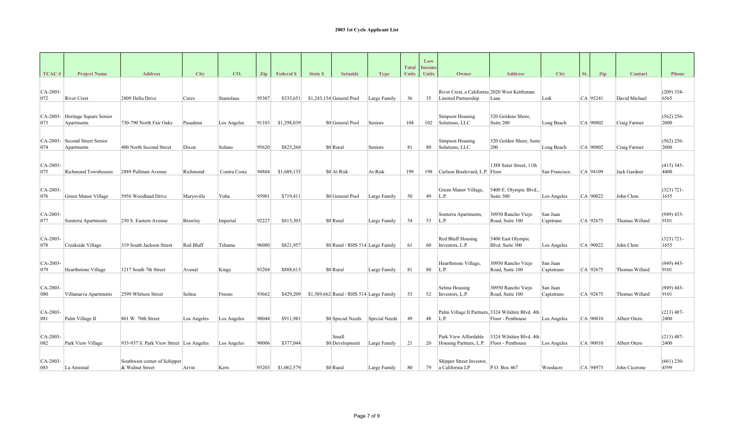**2003 1st Cycle Applicant List**

| TCAC # | Project Name | Address | City | CO. | Zip | Federal $ | State $ | Setaside | Type | Total Units | Low Income Units | Owner | Address | City | St. | Zip | Contact | Phone |
|---|---|---|---|---|---|---|---|---|---|---|---|---|---|---|---|---|---|---|
| CA-2003-072 | River Crest | 2809 Della Drive | Ceres | Stanislaus | 95307 | $335,651 | $1,243,154 | General Pool | Large Family | 36 | 35 | River Crest, a California Limited Partnership | 2020 West Kettleman Lane | Lodi | CA | 95241 | David Michael | (209) 334-6565 |
| CA-2003-073 | Heritage Square Senior Apartments | 730-790 North Fair Oaks | Pasadena | Los Angeles | 91103 | $1,298,039 | $0 | General Pool | Seniors | 104 | 102 | Simpson Housing Solutions, LLC | 320 Goldens Shore, Suite 200 | Long Beach | CA | 90802 | Craig Farmer | (562) 256-2000 |
| CA-2003-074 | Second Street Senior Apartments | 400 North Second Street | Dixon | Solano | 95620 | $825,268 | $0 | Rural | Seniors | 81 | 80 | Simpson Housing Solutions, LLC | 320 Golden Shore, Suite 200 | Long Beach | CA | 90802 | Craig Farmer | (562) 256-2000 |
| CA-2003-075 | Richmond Townhouses | 2889 Pullman Avenue | Richmond | Contra Costa | 94804 | $1,689,135 | $0 | At Risk | At-Risk | 199 | 198 | Carlson Boulevard, L.P. | 1388 Suter Street, 11th Floor | San Francisco | CA | 94109 | Jack Gardner | (415) 345-4400 |
| CA-2003-076 | Green Manor Village | 5956 Woodland Drive | Marysville | Yuba | 95901 | $719,411 | $0 | General Pool | Large Family | 50 | 49 | Green Manor Village, L.P. | 5400 E. Olympic Blvd., Suite 300 | Los Angeles | CA | 90022 | John Clem | (323) 721-1655 |
| CA-2003-077 | Sonterra Apartments | 250 S. Eastern Avenue | Brawley | Imperial | 92227 | $815,303 | $0 | Rural | Large Family | 54 | 53 | Sonterra Apartments, L.P. | 30950 Rancho Viejo Road, Suite 100 | San Juan Capitrano | CA | 92675 | Thomas Willard | (949) 433-9101 |
| CA-2003-078 | Creekside Village | 319 South Jackson Street | Red Bluff | Tehama | 96080 | $821,957 | $0 | Rural / RHS 514 | Large Family | 61 | 60 | Red Bluff Housing Investors, L.P. | 5400 East Olympic Blvd. Suite 300 | Los Angeles | CA | 90022 | John Clem | (323) 721-1655 |
| CA-2003-079 | Hearthstone Village | 1217 South 7th Street | Avenal | Kings | 93204 | $888,613 | $0 | Rural | Large Family | 81 | 80 | Hearthstone Village, L.P. | 30950 Rancho Viejo Road, Suite 100 | San Juan Capistrano | CA | 92675 | Thomas Willard | (949) 443-9101 |
| CA-2003-080 | Villanueva Apartments | 2599 Whitson Street | Selma | Fresno | 93662 | $429,209 | $1,589,662 | Rural / RHS 514 | Large Family | 53 | 52 | Selma Housing Investors, L.P. | 30950 Rancho Viejo Road, Suite 100 | San Juan Capistrano | CA | 92675 | Thomas Willard | (949) 443-9101 |
| CA-2003-081 | Palm Village II | 801 W. 70th Street | Los Angeles | Los Angeles | 90044 | $911,981 | $0 | Special Needs | Special Needs | 49 | 48 | Palm Village II Partners, L.P. | 3324 Wilshire Blvd. 4th Floor - Penthouse | Los Angeles | CA | 90010 | Albert Otero | (213) 487-2400 |
| CA-2003-082 | Park View Village | 933-937 S. Park View Street | Los Angeles | Los Angeles | 90006 | $377,044 | $0 | Small Development | Large Family | 21 | 20 | Park View Affordable Housing Partners, L.P. | 3324 Wilshire Blvd. 4th Floor - Penthouse | Los Angeles | CA | 90010 | Albert Otero | (213) 487-2400 |
| CA-2003-083 | La Amistad | Southwest corner of Schipper & Walnut Street | Arvin | Kern | 93203 | $1,062,579 | $0 | Rural | Large Family | 80 | 79 | Shipper Street Investor, a California LP | P.O. Box 467 | Woodacre | CA | 94973 | John Cicerone | (661) 230-4599 |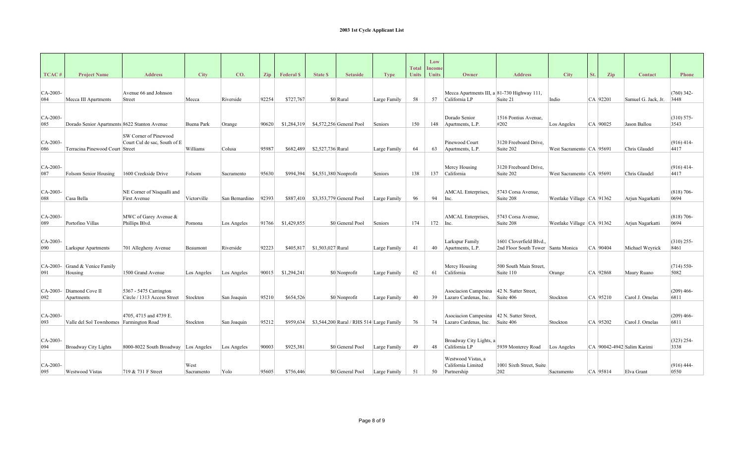**2003 1st Cycle Applicant List**

| TCAC # | Project Name | Address | City | CO. | Zip | Federal $ | State $ | Setaside | Type | Total Units | Low Income Units | Owner | Address | City | St. | Zip | Contact | Phone |
|---|---|---|---|---|---|---|---|---|---|---|---|---|---|---|---|---|---|---|
| CA-2003-084 | Mecca III Apartments | Avenue 66 and Johnson Street | Mecca | Riverside | 92254 | $727,767 | $0 | Rural | Large Family | 58 | 57 | Mecca Apartments III, a California LP | 81-730 Highway 111, Suite 21 | Indio | CA | 92201 | Samuel G. Jack, Jr. | (760) 342-3448 |
| CA-2003-085 | Dorado Senior Apartments | 8622 Stanton Avenue | Buena Park | Orange | 90620 | $1,284,319 | $4,572,256 | General Pool | Seniors | 150 | 148 | Dorado Senior Apartments, L.P. | 1516 Pontius Avenue, #202 | Los Angeles | CA | 90025 | Jason Ballou | (310) 575-3543 |
| CA-2003-086 | Terracina Pinewood Court | SW Corner of Pinewood Court Cul de sac, South of E Street | Williams | Colusa | 95987 | $682,489 | $2,527,736 | Rural | Large Family | 64 | 63 | Pinewood Court Apartments, L.P. | 3120 Freeboard Drive, Suite 202 | West Sacramento | CA | 95691 | Chris Glaudel | (916) 414-4417 |
| CA-2003-087 | Folsom Senior Housing | 1600 Creekside Drive | Folsom | Sacramento | 95630 | $994,394 | $4,551,380 | Nonprofit | Seniors | 138 | 137 | Mercy Housing California | 3120 Freeboard Drive, Suite 202 | West Sacramento | CA | 95691 | Chris Glaudel | (916) 414-4417 |
| CA-2003-088 | Casa Bella | NE Corner of Nisqualli and First Avenue | Victorville | San Bernardino | 92393 | $887,410 | $3,353,779 | General Pool | Large Family | 96 | 94 | AMCAL Enterprises, Inc. | 5743 Corsa Avenue, Suite 208 | Westlake Village | CA | 91362 | Arjun Nagarkatti | (818) 706-0694 |
| CA-2003-089 | Portofino Villas | MWC of Garey Avenue & Phillips Blvd. | Pomona | Los Angeles | 91766 | $1,429,855 | $0 | General Pool | Seniors | 174 | 172 | AMCAL Enterprises, Inc. | 5743 Corsa Avenue, Suite 208 | Westlake Village | CA | 91362 | Arjun Nagarkatti | (818) 706-0694 |
| CA-2003-090 | Larkspur Apartments | 701 Allegheny Avenue | Beaumont | Riverside | 92223 | $405,817 | $1,503,027 | Rural | Large Family | 41 | 40 | Larkspur Family Apartments, L.P. | 1601 Cloverfield Blvd., 2nd Floor South Tower | Santa Monica | CA | 90404 | Michael Weyrick | (310) 255-8461 |
| CA-2003-091 | Grand & Venice Family Housing | 1500 Grand Avenue | Los Angeles | Los Angeles | 90015 | $1,294,241 | $0 | Nonprofit | Large Family | 62 | 61 | Mercy Housing California | 500 South Main Street, Suite 110 | Orange | CA | 92868 | Maury Ruano | (714) 550-5082 |
| CA-2003-092 | Diamond Cove II Apartments | 5367 - 5475 Carrington Circle / 1313 Access Street | Stockton | San Joaquin | 95210 | $654,526 | $0 | Nonprofit | Large Family | 40 | 39 | Asociacion Campesina Lazaro Cardenas, Inc. | 42 N. Sutter Street, Suite 406 | Stockton | CA | 95210 | Carol J. Ornelas | (209) 466-6811 |
| CA-2003-093 | Valle del Sol Townhomes | 4705, 4715 and 4739 E. Farmington Road | Stockton | San Joaquin | 95212 | $959,634 | $3,544,200 | Rural / RHS 514 | Large Family | 76 | 74 | Asociacion Campesina Lazaro Cardenas, Inc. | 42 N. Sutter Street, Suite 406 | Stockton | CA | 95202 | Carol J. Ornelas | (209) 466-6811 |
| CA-2003-094 | Broadway City Lights | 8000-8022 South Broadway | Los Angeles | Los Angeles | 90003 | $925,381 | $0 | General Pool | Large Family | 49 | 48 | Broadway City Lights, a California LP | 5939 Monterey Road | Los Angeles | CA | 90042-4942 | Salim Karimi | (323) 254-3338 |
| CA-2003-095 | Westwood Vistas | 719 & 731 F Street | West Sacramento | Yolo | 95605 | $756,446 | $0 | General Pool | Large Family | 51 | 50 | Westwood Vistas, a California Limited Partnership | 1001 Sixth Street, Suite 202 | Sacramento | CA | 95814 | Elva Grant | (916) 444-0550 |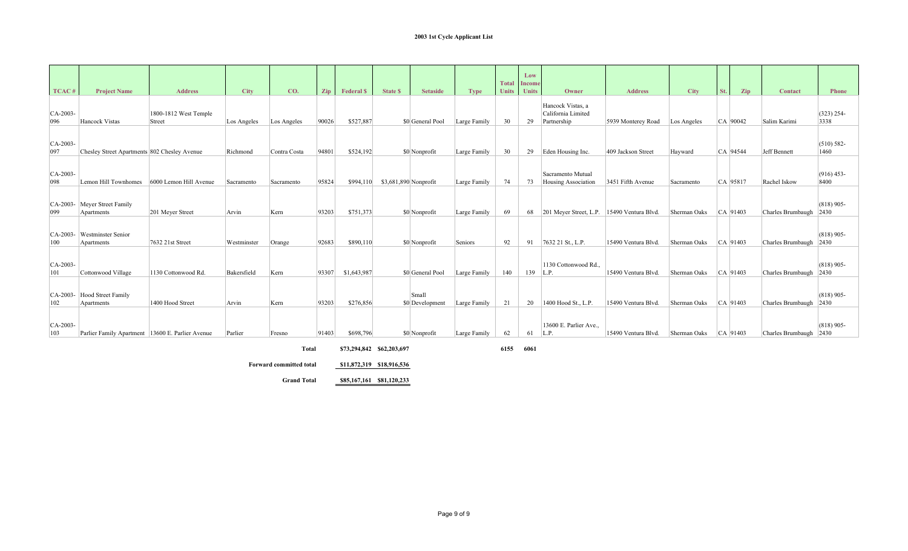**2003 1st Cycle Applicant List**

| TCAC # | Project Name | Address | City | CO. | Zip | Federal $ | State $ | Setaside | Type | Total Units | Low Income Units | Owner | Address | City | St. | Zip | Contact | Phone |
|---|---|---|---|---|---|---|---|---|---|---|---|---|---|---|---|---|---|---|
| CA-2003-096 | Hancock Vistas | 1800-1812 West Temple Street | Los Angeles | Los Angeles | 90026 | $527,887 | $0 | General Pool | Large Family | 30 | 29 | Hancock Vistas, a California Limited Partnership | 5939 Monterey Road | Los Angeles | CA | 90042 | Salim Karimi | (323) 254-3338 |
| CA-2003-097 | Chesley Street Apartments | 802 Chesley Avenue | Richmond | Contra Costa | 94801 | $524,192 | $0 | Nonprofit | Large Family | 30 | 29 | Eden Housing Inc. | 409 Jackson Street | Hayward | CA | 94544 | Jeff Bennett | (510) 582-1460 |
| CA-2003-098 | Lemon Hill Townhomes | 6000 Lemon Hill Avenue | Sacramento | Sacramento | 95824 | $994,110 | $3,681,890 | Nonprofit | Large Family | 74 | 73 | Sacramento Mutual Housing Association | 3451 Fifth Avenue | Sacramento | CA | 95817 | Rachel Iskow | (916) 453-8400 |
| CA-2003-099 | Meyer Street Family Apartments | 201 Meyer Street | Arvin | Kern | 93203 | $751,373 | $0 | Nonprofit | Large Family | 69 | 68 | 201 Meyer Street, L.P. | 15490 Ventura Blvd. | Sherman Oaks | CA | 91403 | Charles Brumbaugh | (818) 905-2430 |
| CA-2003-100 | Westminster Senior Apartments | 7632 21st Street | Westminster | Orange | 92683 | $890,110 | $0 | Nonprofit | Seniors | 92 | 91 | 7632 21 St., L.P. | 15490 Ventura Blvd. | Sherman Oaks | CA | 91403 | Charles Brumbaugh | (818) 905-2430 |
| CA-2003-101 | Cottonwood Village | 1130 Cottonwood Rd. | Bakersfield | Kern | 93307 | $1,643,987 | $0 | General Pool | Large Family | 140 | 139 | 1130 Cottonwood Rd., L.P. | 15490 Ventura Blvd. | Sherman Oaks | CA | 91403 | Charles Brumbaugh | (818) 905-2430 |
| CA-2003-102 | Hood Street Family Apartments | 1400 Hood Street | Arvin | Kern | 93203 | $276,856 | $0 | Small Development | Large Family | 21 | 20 | 1400 Hood St., L.P. | 15490 Ventura Blvd. | Sherman Oaks | CA | 91403 | Charles Brumbaugh | (818) 905-2430 |
| CA-2003-103 | Parlier Family Apartment | 13600 E. Parlier Avenue | Parlier | Fresno | 91403 | $698,796 | $0 | Nonprofit | Large Family | 62 | 61 | 13600 E. Parlier Ave., L.P. | 15490 Ventura Blvd. | Sherman Oaks | CA | 91403 | Charles Brumbaugh | (818) 905-2430 |
| | | | | **Total** | | $73,294,842 | $62,203,697 | | | 6155 | 6061 | | | | | | | |
| | | | | **Forward committed total** | | $11,872,319 | $18,916,536 | | | | | | | | | | | |
| | | | | **Grand Total** | | $85,167,161 | $81,120,233 | | | | | | | | | | | |